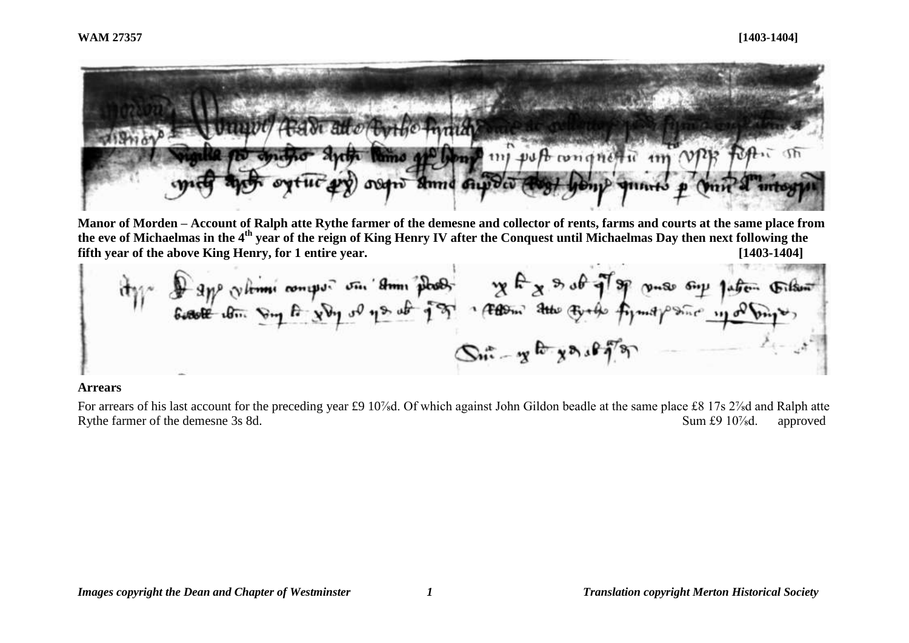**WAM 27357** **[1403-1404]**

**Manor of Morden – Account of Ralph atte Rythe farmer of the demesne and collector of rents, farms and courts at the same place from the eve of Michaelmas in the 4th year of the reign of King Henry IV after the Conquest until Michaelmas Day then next following the fifth year of the above King Henry, for 1 entire year.** **[1403-1404]**

**Arrears**

For arrears of his last account for the preceding year £9 10⅞d. Of which against John Gildon beadle at the same place £8 17s 2⅞d and Ralph atte Rythe farmer of the demesne 3s 8d. Sum £9 10⅞d. approved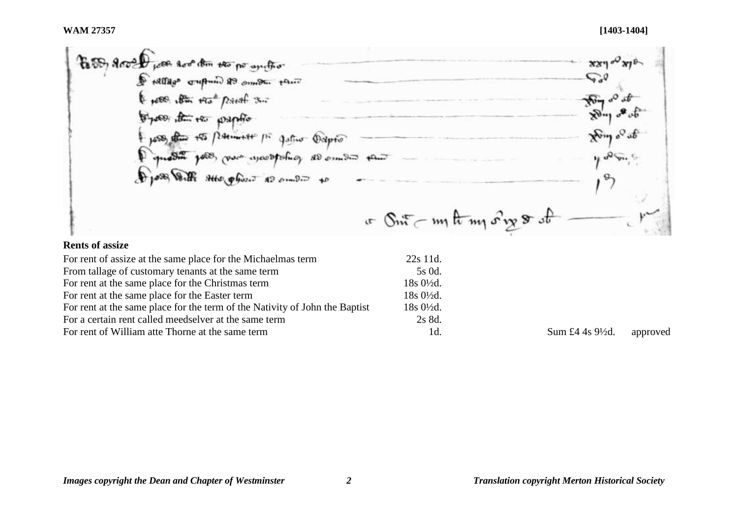**Rents of assize**

| | | | |
|---|---|---|---|
| For rent of assize at the same place for the Michaelmas term | 22s 11d. | | |
| From tallage of customary tenants at the same term | 5s 0d. | | |
| For rent at the same place for the Christmas term | 18s 0½d. | | |
| For rent at the same place for the Easter term | 18s 0½d. | | |
| For rent at the same place for the term of the Nativity of John the Baptist | 18s 0½d. | | |
| For a certain rent called meedselver at the same term | 2s 8d. | | |
| For rent of William atte Thorne at the same term | 1d. | Sum £4 4s 9½d. | approved |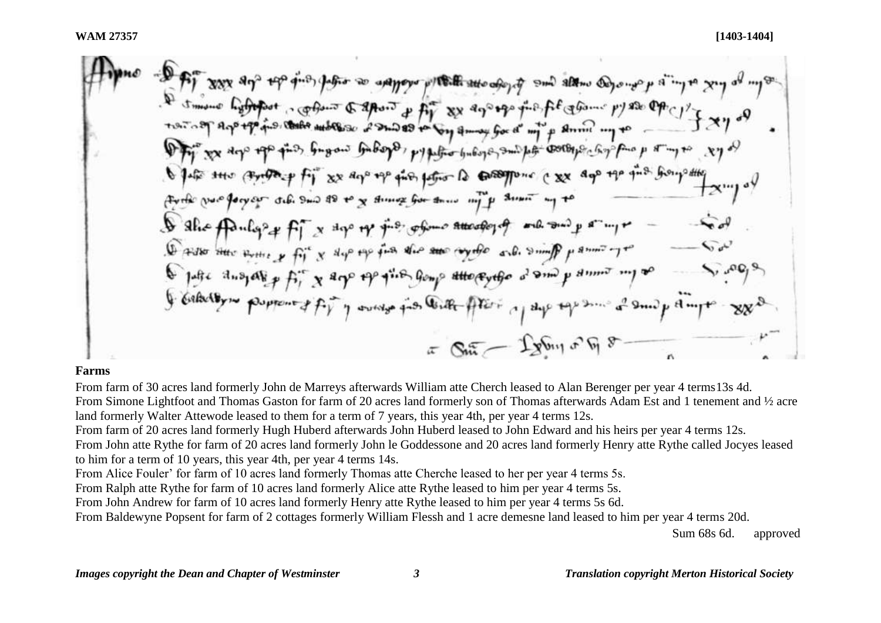**WAM 27357** **[1403-1404]**

## Farms

From farm of 30 acres land formerly John de Marreys afterwards William atte Cherch leased to Alan Berenger per year 4 terms13s 4d.

From Simone Lightfoot and Thomas Gaston for farm of 20 acres land formerly son of Thomas afterwards Adam Est and 1 tenement and ½ acre land formerly Walter Attewode leased to them for a term of 7 years, this year 4th, per year 4 terms 12s.

From farm of 20 acres land formerly Hugh Huberd afterwards John Huberd leased to John Edward and his heirs per year 4 terms 12s.

From John atte Rythe for farm of 20 acres land formerly John le Goddessone and 20 acres land formerly Henry atte Rythe called Jocyes leased to him for a term of 10 years, this year 4th, per year 4 terms 14s.

From Alice Fouler' for farm of 10 acres land formerly Thomas atte Cherche leased to her per year 4 terms 5s.

From Ralph atte Rythe for farm of 10 acres land formerly Alice atte Rythe leased to him per year 4 terms 5s.

From John Andrew for farm of 10 acres land formerly Henry atte Rythe leased to him per year 4 terms 5s 6d.

From Baldewyne Popsent for farm of 2 cottages formerly William Flessh and 1 acre demesne land leased to him per year 4 terms 20d.

Sum 68s 6d. approved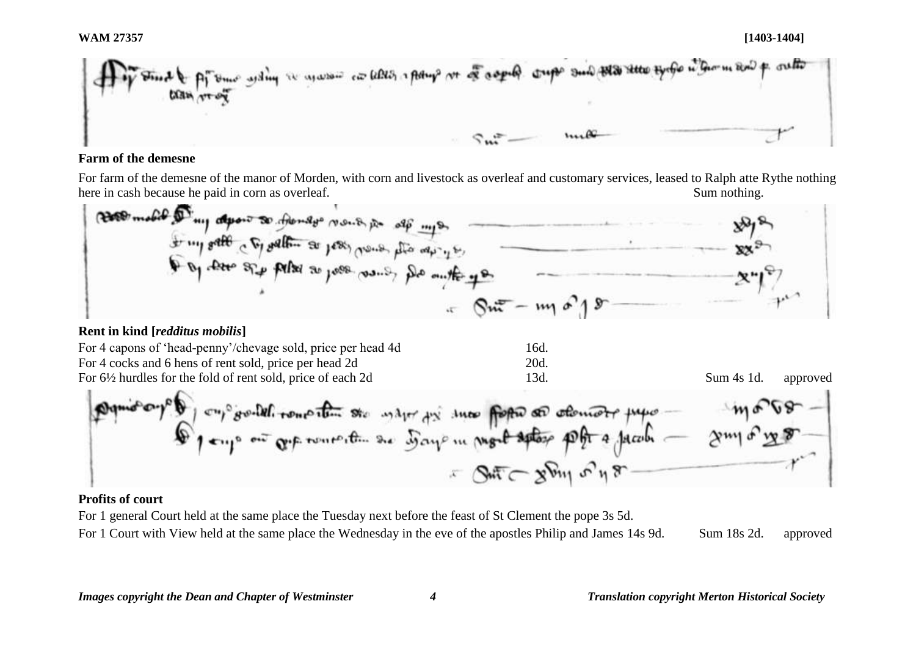**WAM 27357** **[1403-1404]**

**Farm of the demesne**

For farm of the demesne of the manor of Morden, with corn and livestock as overleaf and customary services, leased to Ralph atte Rythe nothing here in cash because he paid in corn as overleaf. Sum nothing.

**Rent in kind [*redditus mobilis*]**

| | | | |
|---|---|---|---|
| For 4 capons of 'head-penny'/chevage sold, price per head 4d | 16d. | | |
| For 4 cocks and 6 hens of rent sold, price per head 2d | 20d. | | |
| For 6½ hurdles for the fold of rent sold, price of each 2d | 13d. | Sum 4s 1d. | approved |

**Profits of court**

For 1 general Court held at the same place the Tuesday next before the feast of St Clement the pope 3s 5d.

For 1 Court with View held at the same place the Wednesday in the eve of the apostles Philip and James 14s 9d. Sum 18s 2d. approved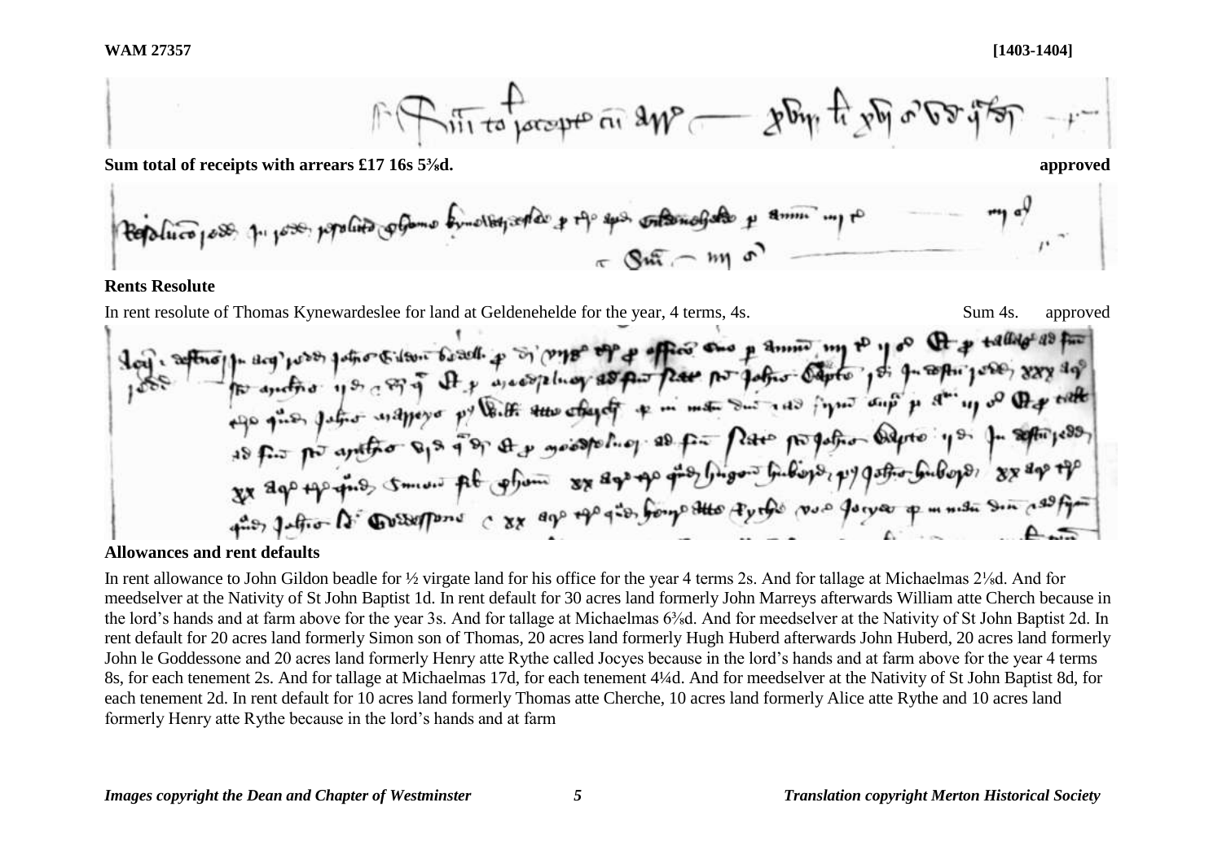**WAM 27357** **[1403-1404]**

**Sum total of receipts with arrears £17 16s 5⅜d.** **approved**

## Rents Resolute

In rent resolute of Thomas Kynewardeslee for land at Geldenehelde for the year, 4 terms, 4s. Sum 4s. approved

## Allowances and rent defaults

In rent allowance to John Gildon beadle for ½ virgate land for his office for the year 4 terms 2s. And for tallage at Michaelmas 2⅛d. And for meedselver at the Nativity of St John Baptist 1d. In rent default for 30 acres land formerly John Marreys afterwards William atte Cherch because in the lord's hands and at farm above for the year 3s. And for tallage at Michaelmas 6⅜d. And for meedselver at the Nativity of St John Baptist 2d. In rent default for 20 acres land formerly Simon son of Thomas, 20 acres land formerly Hugh Huberd afterwards John Huberd, 20 acres land formerly John le Goddessone and 20 acres land formerly Henry atte Rythe called Jocyes because in the lord's hands and at farm above for the year 4 terms 8s, for each tenement 2s. And for tallage at Michaelmas 17d, for each tenement 4¼d. And for meedselver at the Nativity of St John Baptist 8d, for each tenement 2d. In rent default for 10 acres land formerly Thomas atte Cherche, 10 acres land formerly Alice atte Rythe and 10 acres land formerly Henry atte Rythe because in the lord's hands and at farm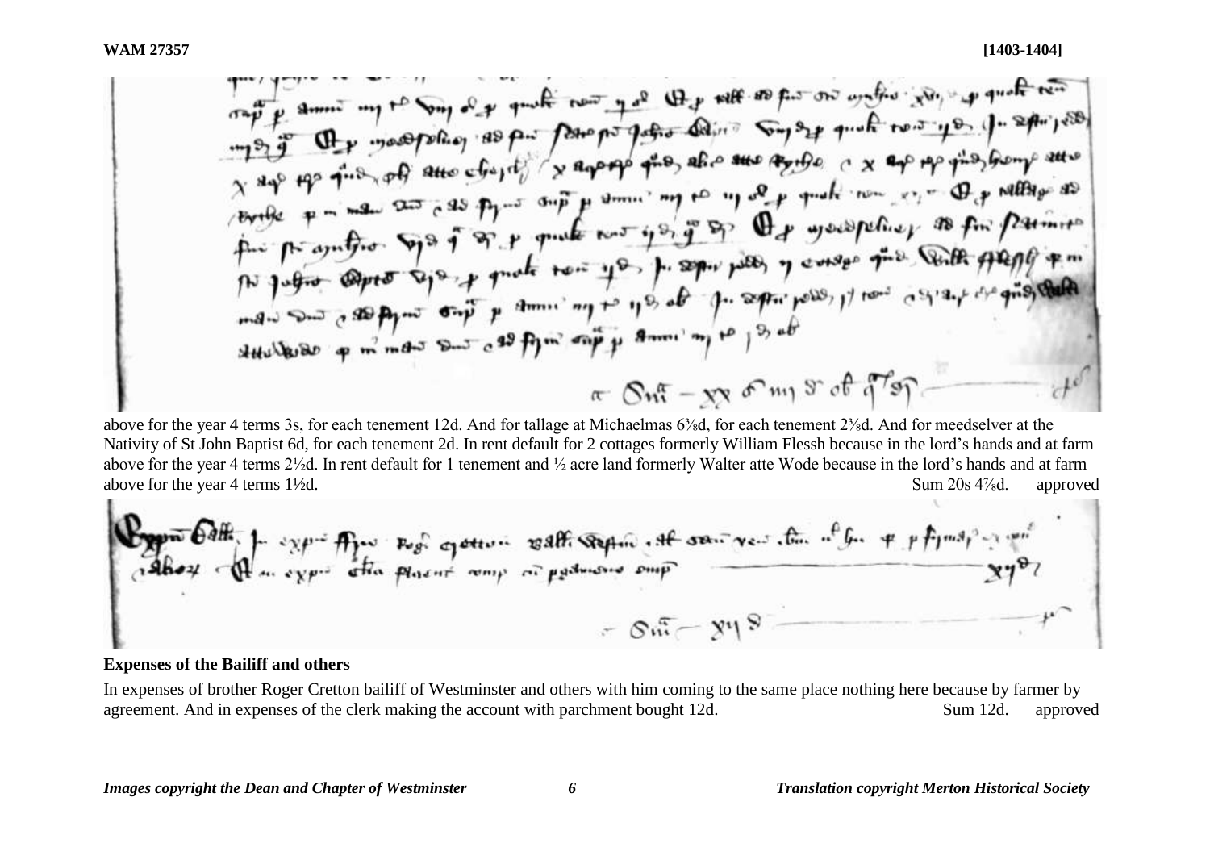above for the year 4 terms 3s, for each tenement 12d. And for tallage at Michaelmas 6⅜d, for each tenement 2⅜d. And for meedselver at the Nativity of St John Baptist 6d, for each tenement 2d. In rent default for 2 cottages formerly William Flessh because in the lord's hands and at farm above for the year 4 terms 2½d. In rent default for 1 tenement and ½ acre land formerly Walter atte Wode because in the lord's hands and at farm above for the year 4 terms 1½d. Sum 20s 4⅞d. approved

## Expenses of the Bailiff and others

In expenses of brother Roger Cretton bailiff of Westminster and others with him coming to the same place nothing here because by farmer by agreement. And in expenses of the clerk making the account with parchment bought 12d. Sum 12d. approved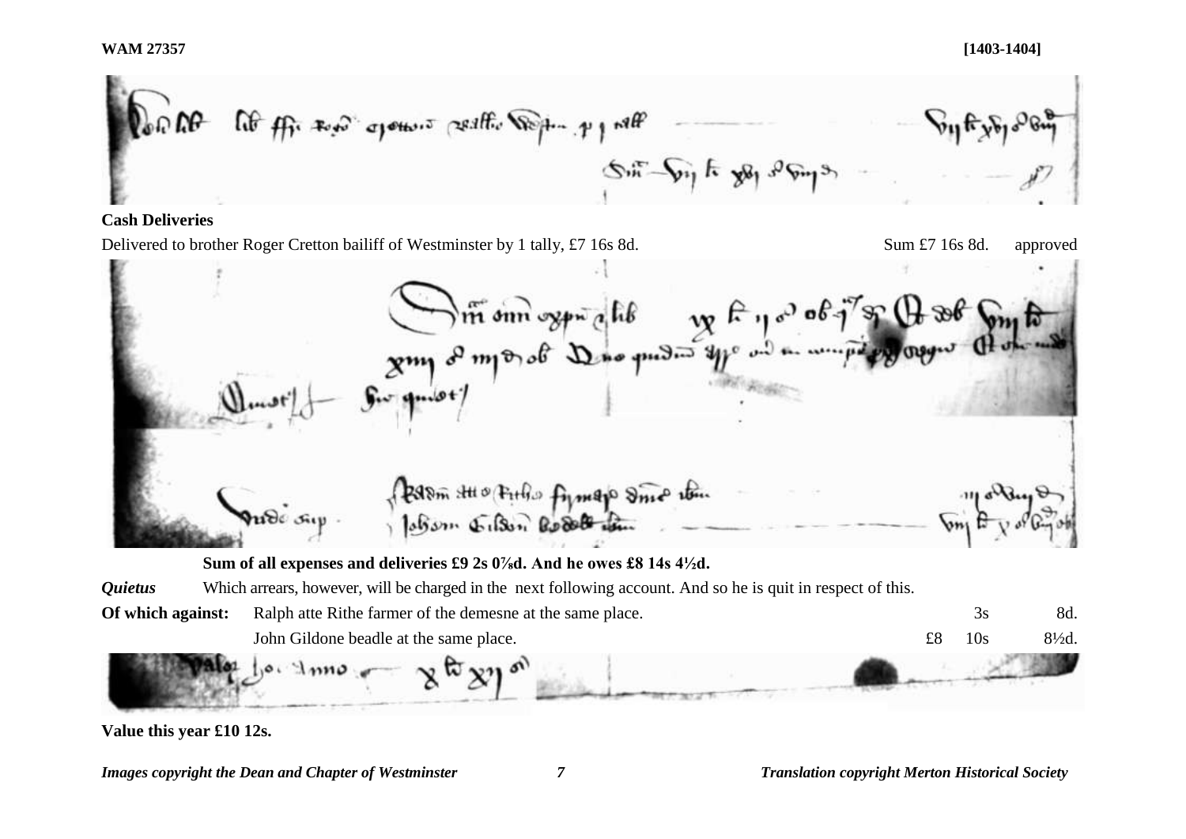## Cash Deliveries

Delivered to brother Roger Cretton bailiff of Westminster by 1 tally, £7 16s 8d. Sum £7 16s 8d. approved

**Sum of all expenses and deliveries £9 2s 0⅞d. And he owes £8 14s 4½d.**

*Quietus* Which arrears, however, will be charged in the next following account. And so he is quit in respect of this.

| | | | | |
|---|---|---|---|---|
| **Of which against:** | Ralph atte Rithe farmer of the demesne at the same place. | | 3s | 8d. |
| | John Gildone beadle at the same place. | £8 | 10s | 8½d. |

**Value this year £10 12s.**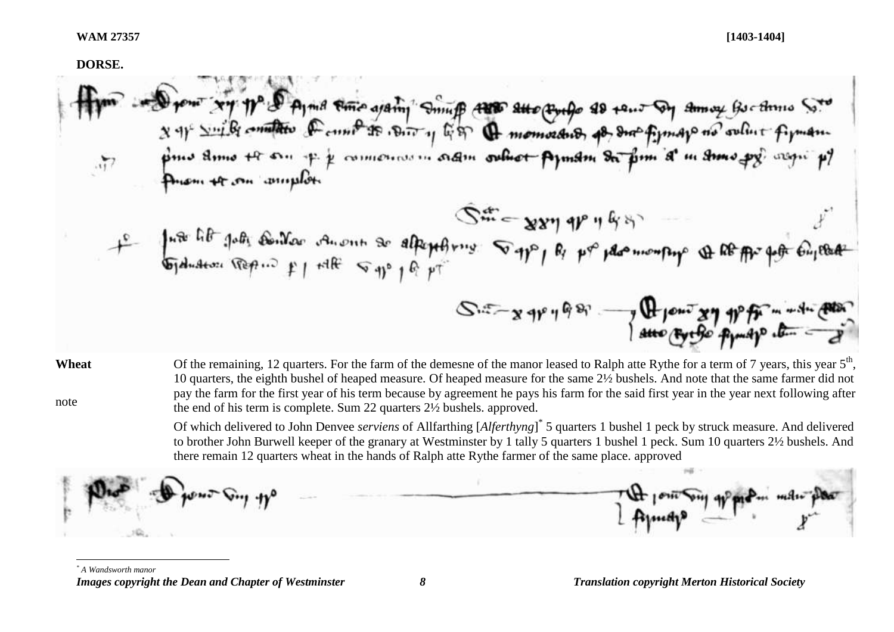WAM 27357 [1403-1404]

**DORSE.**

**Wheat** Of the remaining, 12 quarters. For the farm of the demesne of the manor leased to Ralph atte Rythe for a term of 7 years, this year 5th, 10 quarters, the eighth bushel of heaped measure. Of heaped measure for the same 2½ bushels. And note that the same farmer did not pay the farm for the first year of his term because by agreement he pays his farm for the said first year in the year next following after the end of his term is complete. Sum 22 quarters 2½ bushels. approved.

note

Of which delivered to John Denvee *serviens* of Allfarthing [*Alferthyng*][*] 5 quarters 1 bushel 1 peck by struck measure. And delivered to brother John Burwell keeper of the granary at Westminster by 1 tally 5 quarters 1 bushel 1 peck. Sum 10 quarters 2½ bushels. And there remain 12 quarters wheat in the hands of Ralph atte Rythe farmer of the same place. approved

[*] *A Wandsworth manor*

*Images copyright the Dean and Chapter of Westminster* *Translation copyright Merton Historical Society*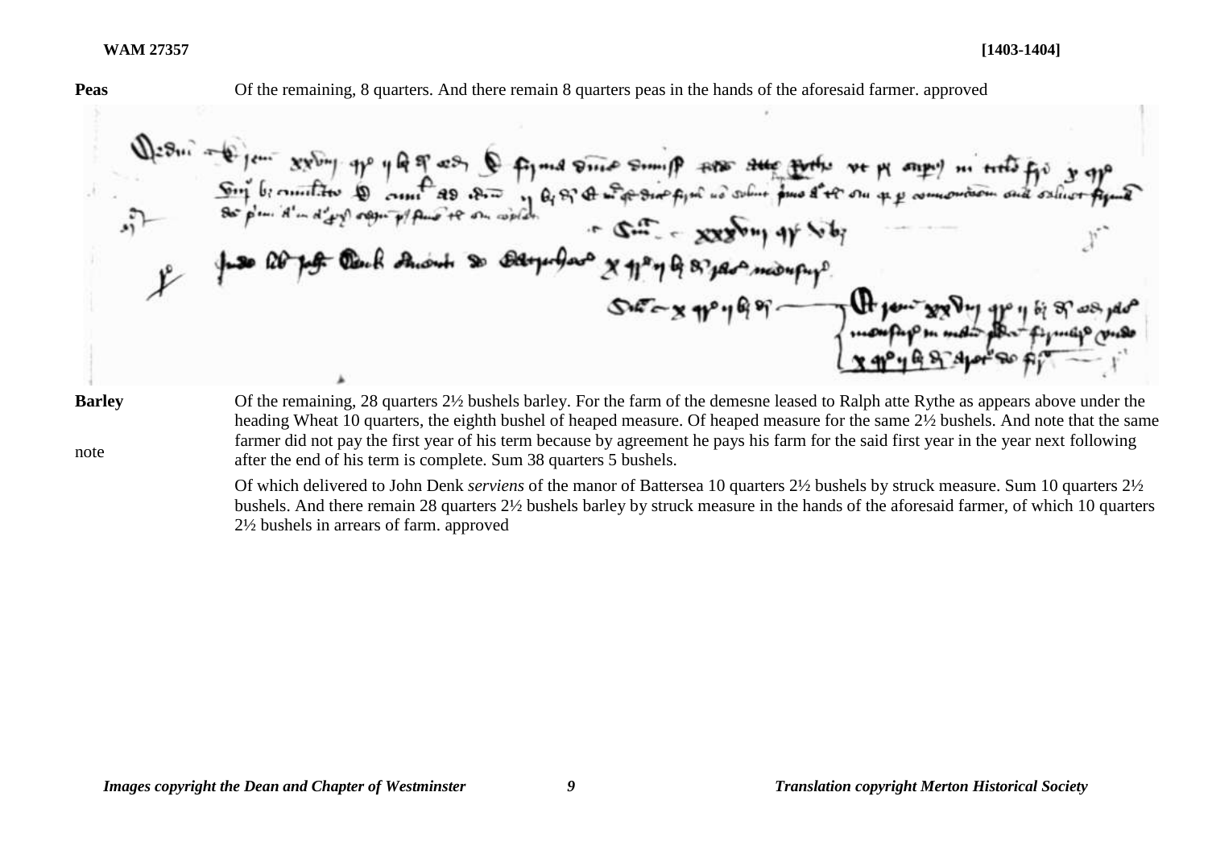**Peas** Of the remaining, 8 quarters. And there remain 8 quarters peas in the hands of the aforesaid farmer. approved

**Barley** Of the remaining, 28 quarters 2½ bushels barley. For the farm of the demesne leased to Ralph atte Rythe as appears above under the heading Wheat 10 quarters, the eighth bushel of heaped measure. Of heaped measure for the same 2½ bushels. And note that the same farmer did not pay the first year of his term because by agreement he pays his farm for the said first year in the year next following after the end of his term is complete. Sum 38 quarters 5 bushels.

note

Of which delivered to John Denk *serviens* of the manor of Battersea 10 quarters 2½ bushels by struck measure. Sum 10 quarters 2½ bushels. And there remain 28 quarters 2½ bushels barley by struck measure in the hands of the aforesaid farmer, of which 10 quarters 2½ bushels in arrears of farm. approved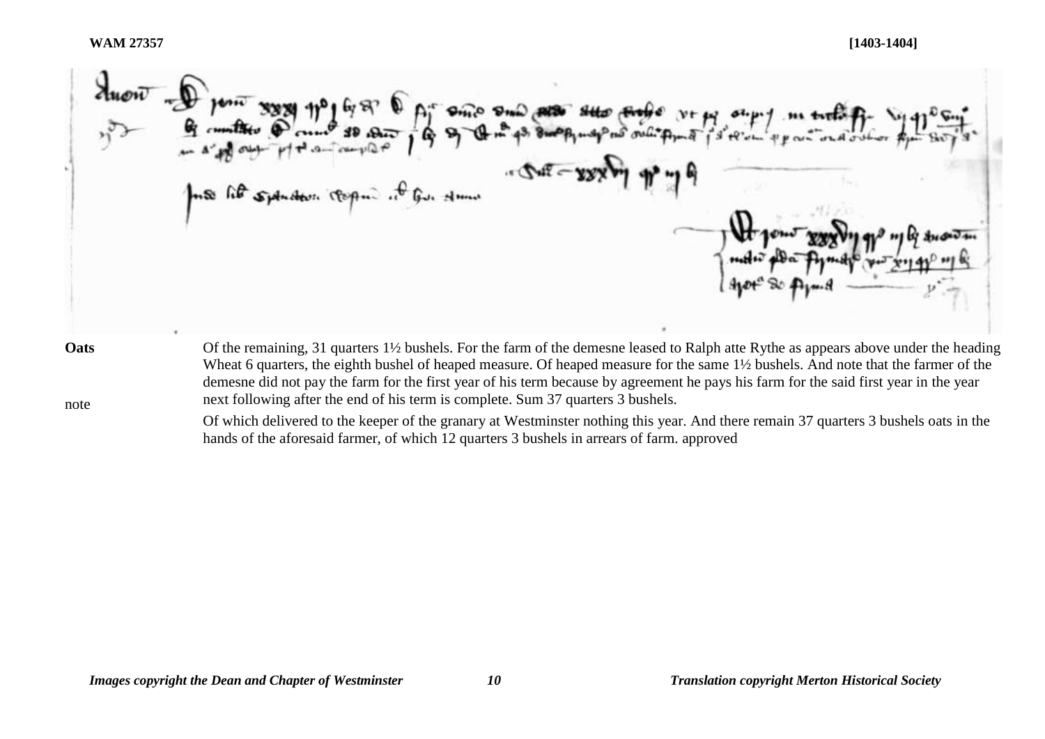**Oats**

note

Of the remaining, 31 quarters 1½ bushels. For the farm of the demesne leased to Ralph atte Rythe as appears above under the heading Wheat 6 quarters, the eighth bushel of heaped measure. Of heaped measure for the same 1½ bushels. And note that the farmer of the demesne did not pay the farm for the first year of his term because by agreement he pays his farm for the said first year in the year next following after the end of his term is complete. Sum 37 quarters 3 bushels.

Of which delivered to the keeper of the granary at Westminster nothing this year. And there remain 37 quarters 3 bushels oats in the hands of the aforesaid farmer, of which 12 quarters 3 bushels in arrears of farm. approved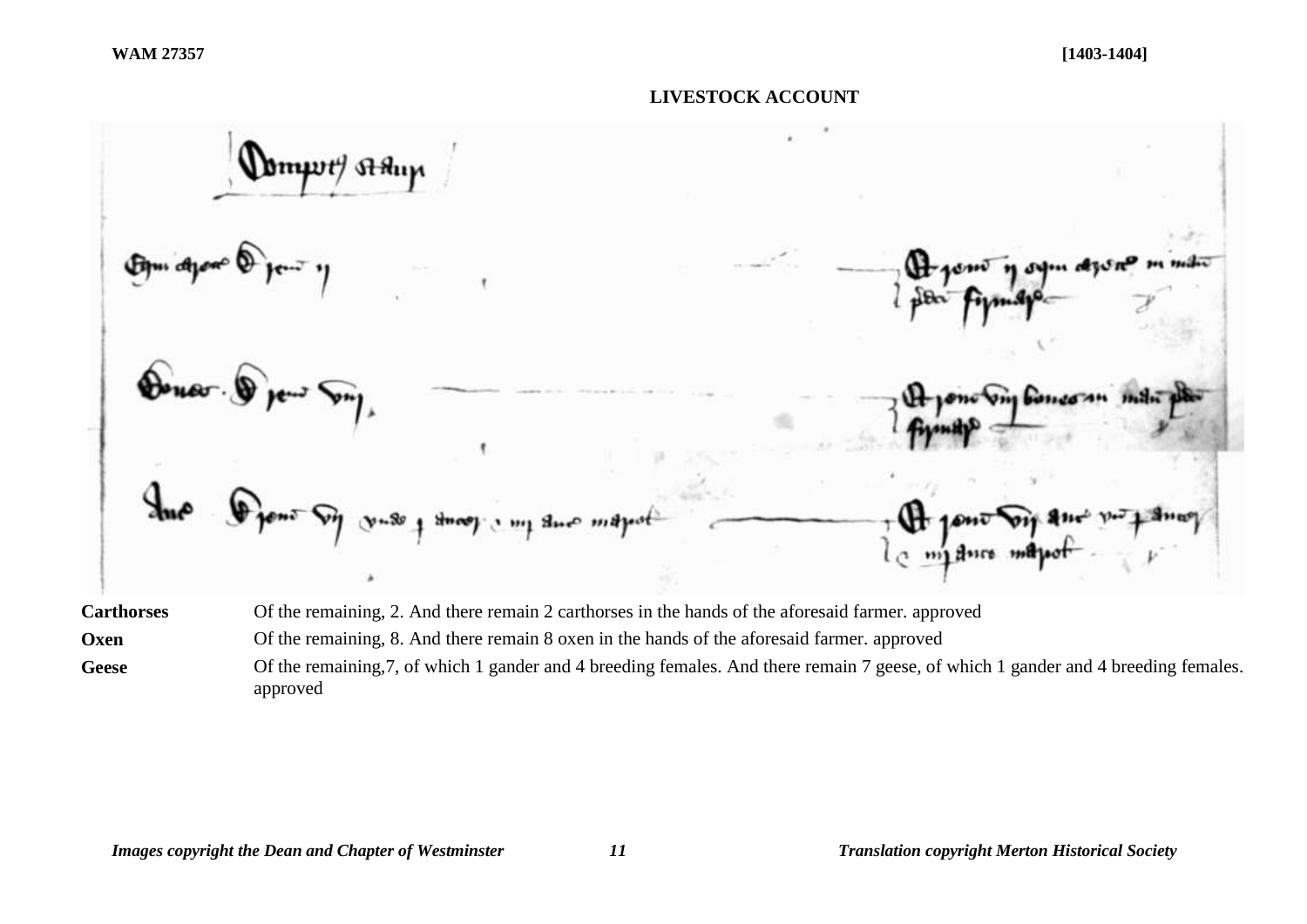**WAM 27357** **[1403-1404]**

## LIVESTOCK ACCOUNT

| | |
|---|---|
| **Carthorses** | Of the remaining, 2. And there remain 2 carthorses in the hands of the aforesaid farmer. approved |
| **Oxen** | Of the remaining, 8. And there remain 8 oxen in the hands of the aforesaid farmer. approved |
| **Geese** | Of the remaining,7, of which 1 gander and 4 breeding females. And there remain 7 geese, of which 1 gander and 4 breeding females. approved |

*Images copyright the Dean and Chapter of Westminster* *Translation copyright Merton Historical Society*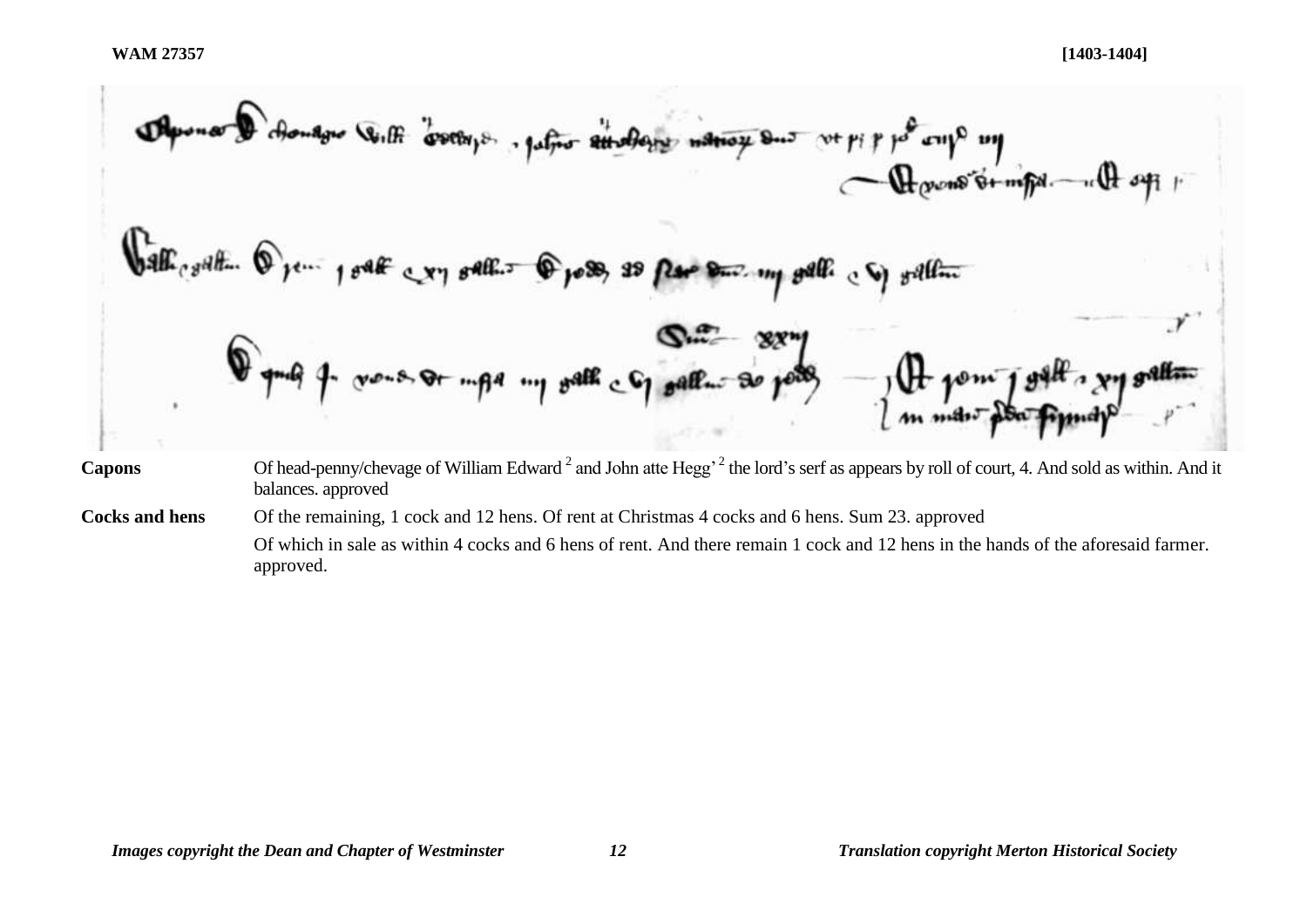**WAM 27357** **[1403-1404]**

| | |
|---|---|
| **Capons** | Of head-penny/chevage of William Edward [2] and John atte Hegg' [2] the lord's serf as appears by roll of court, 4. And sold as within. And it balances. approved |
| **Cocks and hens** | Of the remaining, 1 cock and 12 hens. Of rent at Christmas 4 cocks and 6 hens. Sum 23. approved |
| | Of which in sale as within 4 cocks and 6 hens of rent. And there remain 1 cock and 12 hens in the hands of the aforesaid farmer. approved. |

*Images copyright the Dean and Chapter of Westminster* *Translation copyright Merton Historical Society*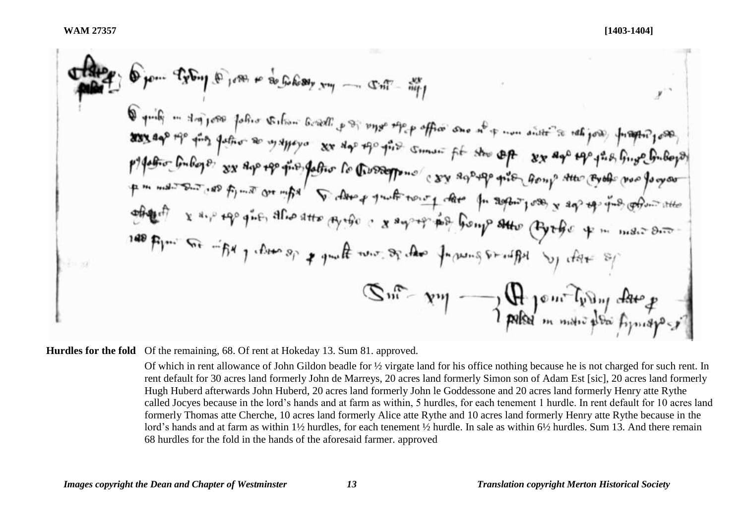**Hurdles for the fold** Of the remaining, 68. Of rent at Hokeday 13. Sum 81. approved.

Of which in rent allowance of John Gildon beadle for ½ virgate land for his office nothing because he is not charged for such rent. In rent default for 30 acres land formerly John de Marreys, 20 acres land formerly Simon son of Adam Est [sic], 20 acres land formerly Hugh Huberd afterwards John Huberd, 20 acres land formerly John le Goddessone and 20 acres land formerly Henry atte Rythe called Jocyes because in the lord's hands and at farm as within, 5 hurdles, for each tenement 1 hurdle. In rent default for 10 acres land formerly Thomas atte Cherche, 10 acres land formerly Alice atte Rythe and 10 acres land formerly Henry atte Rythe because in the lord's hands and at farm as within 1½ hurdles, for each tenement ½ hurdle. In sale as within 6½ hurdles. Sum 13. And there remain 68 hurdles for the fold in the hands of the aforesaid farmer. approved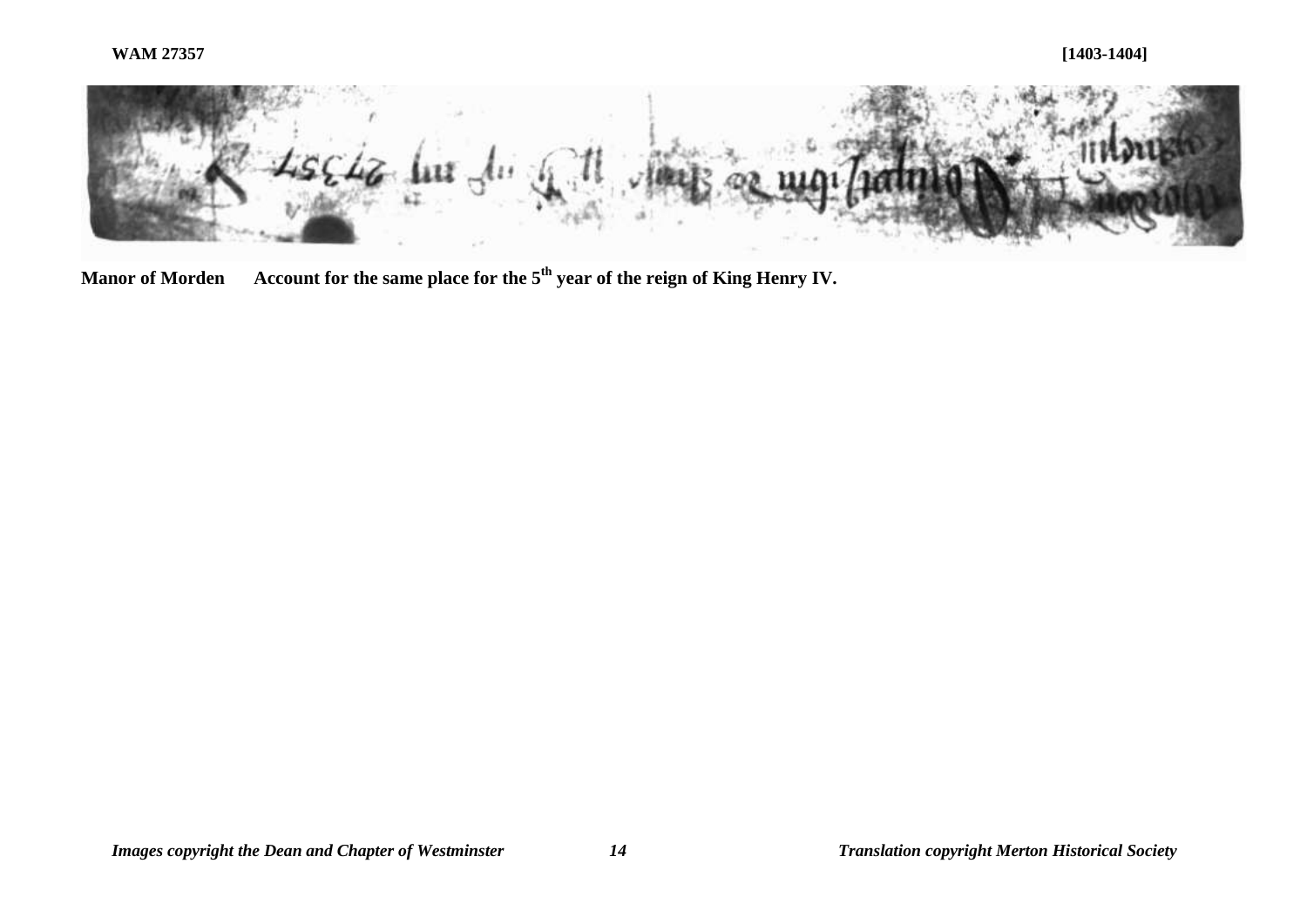**WAM 27357** **[1403-1404]**

**Manor of Morden** **Account for the same place for the 5th year of the reign of King Henry IV.**